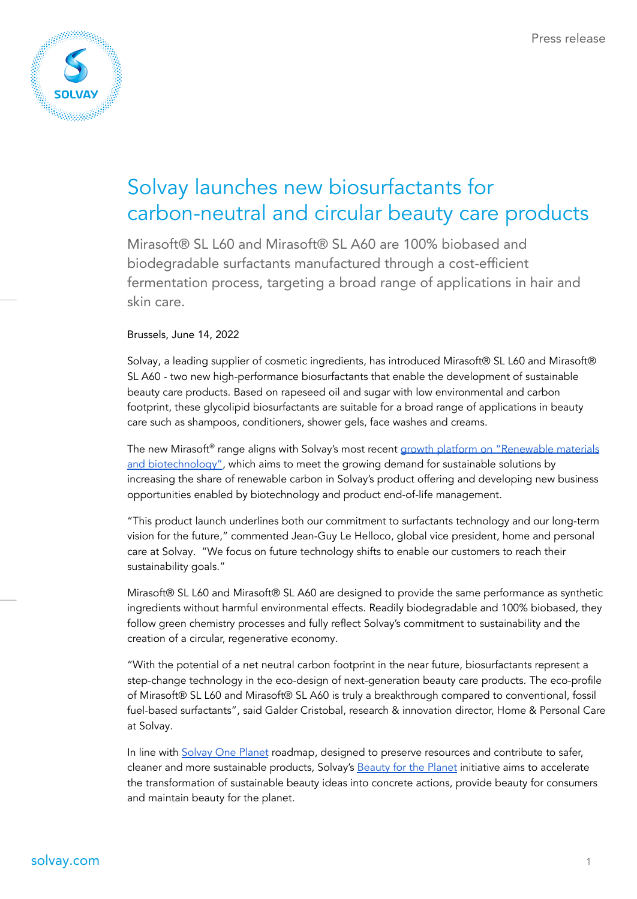# Solvay launches new biosurfactants for carbon-neutral and circular beauty care products

Mirasoft® SL L60 and Mirasoft® SL A60 are 100% biobased and biodegradable surfactants manufactured through a cost-efficient fermentation process, targeting a broad range of applications in hair and skin care.

Brussels, June 14, 2022

Solvay, a leading supplier of cosmetic ingredients, has introduced Mirasoft® SL L60 and Mirasoft® SL A60 - two new high-performance biosurfactants that enable the development of sustainable beauty care products. Based on rapeseed oil and sugar with low environmental and carbon footprint, these glycolipid biosurfactants are suitable for a broad range of applications in beauty care such as shampoos, conditioners, shower gels, face washes and creams.

The new Mirasoft® range aligns with Solvay's most recent growth platform on "Renewable materials and biotechnology", which aims to meet the growing demand for sustainable solutions by increasing the share of renewable carbon in Solvay's product offering and developing new business opportunities enabled by biotechnology and product end-of-life management.

"This product launch underlines both our commitment to surfactants technology and our long-term vision for the future," commented Jean-Guy Le Helloco, global vice president, home and personal care at Solvay. "We focus on future technology shifts to enable our customers to reach their sustainability goals."

Mirasoft® SL L60 and Mirasoft® SL A60 are designed to provide the same performance as synthetic ingredients without harmful environmental effects. Readily biodegradable and 100% biobased, they follow green chemistry processes and fully reflect Solvay's commitment to sustainability and the creation of a circular, regenerative economy.

"With the potential of a net neutral carbon footprint in the near future, biosurfactants represent a step-change technology in the eco-design of next-generation beauty care products. The eco-profile of Mirasoft® SL L60 and Mirasoft® SL A60 is truly a breakthrough compared to conventional, fossil fuel-based surfactants", said Galder Cristobal, research & innovation director, Home & Personal Care at Solvay.

In line with Solvay One Planet roadmap, designed to preserve resources and contribute to safer, cleaner and more sustainable products, Solvay's Beauty for the Planet initiative aims to accelerate the transformation of sustainable beauty ideas into concrete actions, provide beauty for consumers and maintain beauty for the planet.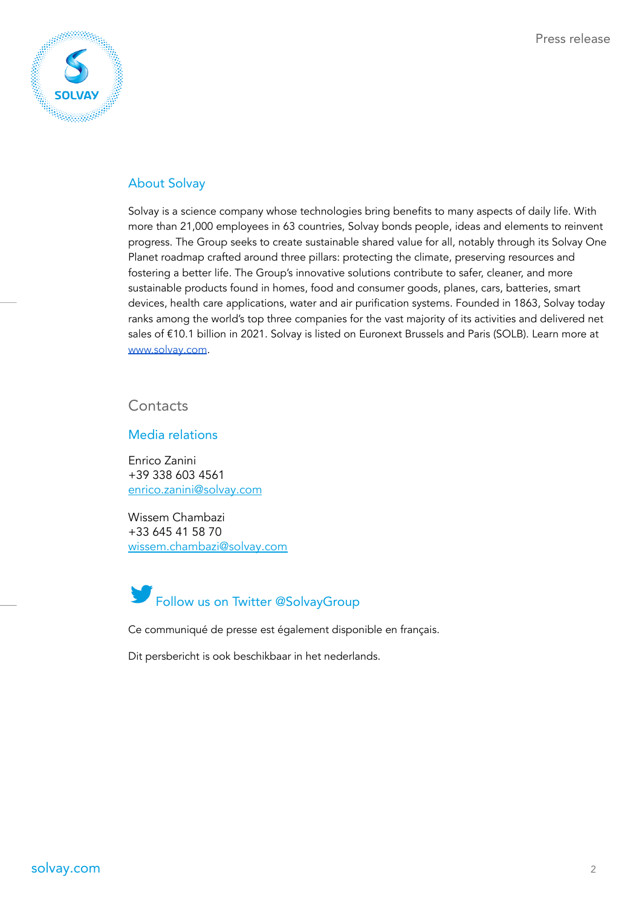## About Solvay

Solvay is a science company whose technologies bring benefits to many aspects of daily life. With more than 21,000 employees in 63 countries, Solvay bonds people, ideas and elements to reinvent progress. The Group seeks to create sustainable shared value for all, notably through its Solvay One Planet roadmap crafted around three pillars: protecting the climate, preserving resources and fostering a better life. The Group's innovative solutions contribute to safer, cleaner, and more sustainable products found in homes, food and consumer goods, planes, cars, batteries, smart devices, health care applications, water and air purification systems. Founded in 1863, Solvay today ranks among the world's top three companies for the vast majority of its activities and delivered net sales of €10.1 billion in 2021. Solvay is listed on Euronext Brussels and Paris (SOLB). Learn more at [www.solvay.com](http://www.solvay.com).

## Contacts

### Media relations

Enrico Zanini
+39 338 603 4561
[enrico.zanini@solvay.com](mailto:enrico.zanini@solvay.com)

Wissem Chambazi
+33 645 41 58 70
[wissem.chambazi@solvay.com](mailto:wissem.chambazi@solvay.com)

Follow us on Twitter @SolvayGroup

Ce communiqué de presse est également disponible en français.

Dit persbericht is ook beschikbaar in het nederlands.